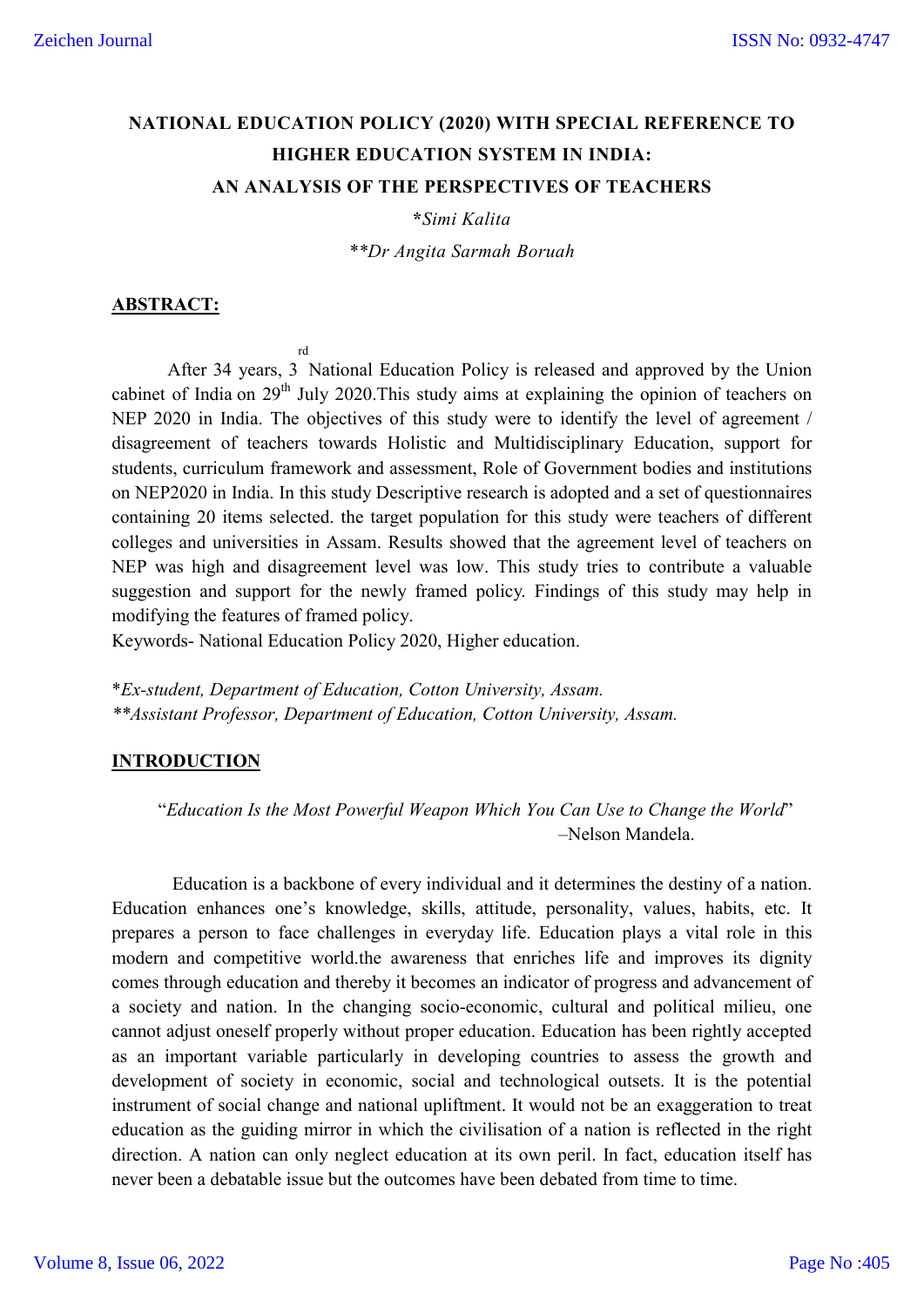# NATIONAL EDUCATION POLICY (2020) WITH SPECIAL REFERENCE TO HIGHER EDUCATION SYSTEM IN INDIA: AN ANALYSIS OF THE PERSPECTIVES OF TEACHERS

***Simi Kalita**

***\*Dr Angita Sarmah Boruah***

## ABSTRACT:

After 34 years, 3rd National Education Policy is released and approved by the Union cabinet of India on 29th July 2020.This study aims at explaining the opinion of teachers on NEP 2020 in India. The objectives of this study were to identify the level of agreement / disagreement of teachers towards Holistic and Multidisciplinary Education, support for students, curriculum framework and assessment, Role of Government bodies and institutions on NEP2020 in India. In this study Descriptive research is adopted and a set of questionnaires containing 20 items selected. the target population for this study were teachers of different colleges and universities in Assam. Results showed that the agreement level of teachers on NEP was high and disagreement level was low. This study tries to contribute a valuable suggestion and support for the newly framed policy. Findings of this study may help in modifying the features of framed policy.

Keywords- National Education Policy 2020, Higher education.

**Ex-student, Department of Education, Cotton University, Assam.*

***Assistant Professor, Department of Education, Cotton University, Assam.*

## INTRODUCTION

"*Education Is the Most Powerful Weapon Which You Can Use to Change the World*"
–Nelson Mandela.

Education is a backbone of every individual and it determines the destiny of a nation. Education enhances one's knowledge, skills, attitude, personality, values, habits, etc. It prepares a person to face challenges in everyday life. Education plays a vital role in this modern and competitive world.the awareness that enriches life and improves its dignity comes through education and thereby it becomes an indicator of progress and advancement of a society and nation. In the changing socio-economic, cultural and political milieu, one cannot adjust oneself properly without proper education. Education has been rightly accepted as an important variable particularly in developing countries to assess the growth and development of society in economic, social and technological outsets. It is the potential instrument of social change and national upliftment. It would not be an exaggeration to treat education as the guiding mirror in which the civilisation of a nation is reflected in the right direction. A nation can only neglect education at its own peril. In fact, education itself has never been a debatable issue but the outcomes have been debated from time to time.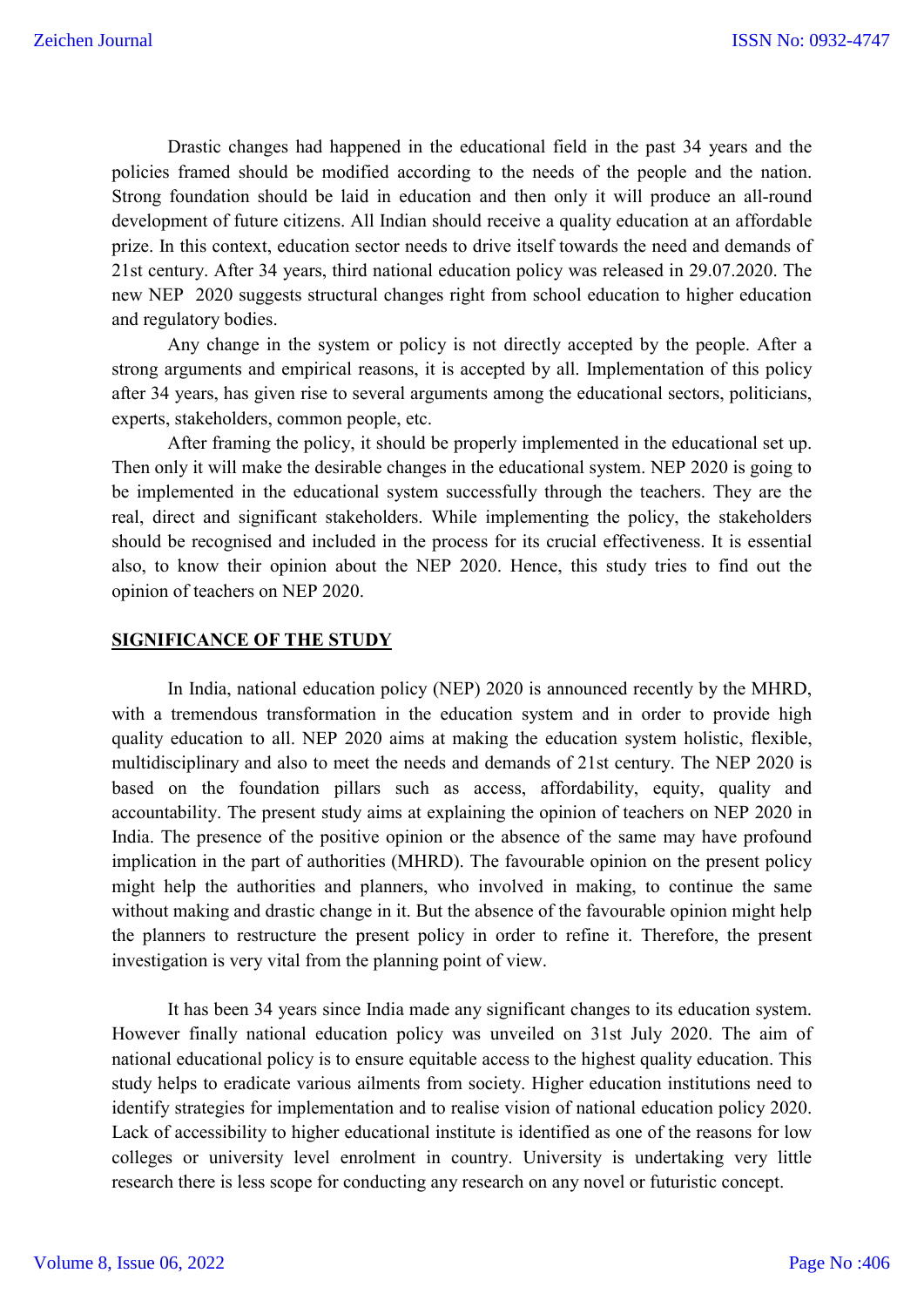Drastic changes had happened in the educational field in the past 34 years and the policies framed should be modified according to the needs of the people and the nation. Strong foundation should be laid in education and then only it will produce an all-round development of future citizens. All Indian should receive a quality education at an affordable prize. In this context, education sector needs to drive itself towards the need and demands of 21st century. After 34 years, third national education policy was released in 29.07.2020. The new NEP 2020 suggests structural changes right from school education to higher education and regulatory bodies.

Any change in the system or policy is not directly accepted by the people. After a strong arguments and empirical reasons, it is accepted by all. Implementation of this policy after 34 years, has given rise to several arguments among the educational sectors, politicians, experts, stakeholders, common people, etc.

After framing the policy, it should be properly implemented in the educational set up. Then only it will make the desirable changes in the educational system. NEP 2020 is going to be implemented in the educational system successfully through the teachers. They are the real, direct and significant stakeholders. While implementing the policy, the stakeholders should be recognised and included in the process for its crucial effectiveness. It is essential also, to know their opinion about the NEP 2020. Hence, this study tries to find out the opinion of teachers on NEP 2020.

## SIGNIFICANCE OF THE STUDY

In India, national education policy (NEP) 2020 is announced recently by the MHRD, with a tremendous transformation in the education system and in order to provide high quality education to all. NEP 2020 aims at making the education system holistic, flexible, multidisciplinary and also to meet the needs and demands of 21st century. The NEP 2020 is based on the foundation pillars such as access, affordability, equity, quality and accountability. The present study aims at explaining the opinion of teachers on NEP 2020 in India. The presence of the positive opinion or the absence of the same may have profound implication in the part of authorities (MHRD). The favourable opinion on the present policy might help the authorities and planners, who involved in making, to continue the same without making and drastic change in it. But the absence of the favourable opinion might help the planners to restructure the present policy in order to refine it. Therefore, the present investigation is very vital from the planning point of view.

It has been 34 years since India made any significant changes to its education system. However finally national education policy was unveiled on 31st July 2020. The aim of national educational policy is to ensure equitable access to the highest quality education. This study helps to eradicate various ailments from society. Higher education institutions need to identify strategies for implementation and to realise vision of national education policy 2020. Lack of accessibility to higher educational institute is identified as one of the reasons for low colleges or university level enrolment in country. University is undertaking very little research there is less scope for conducting any research on any novel or futuristic concept.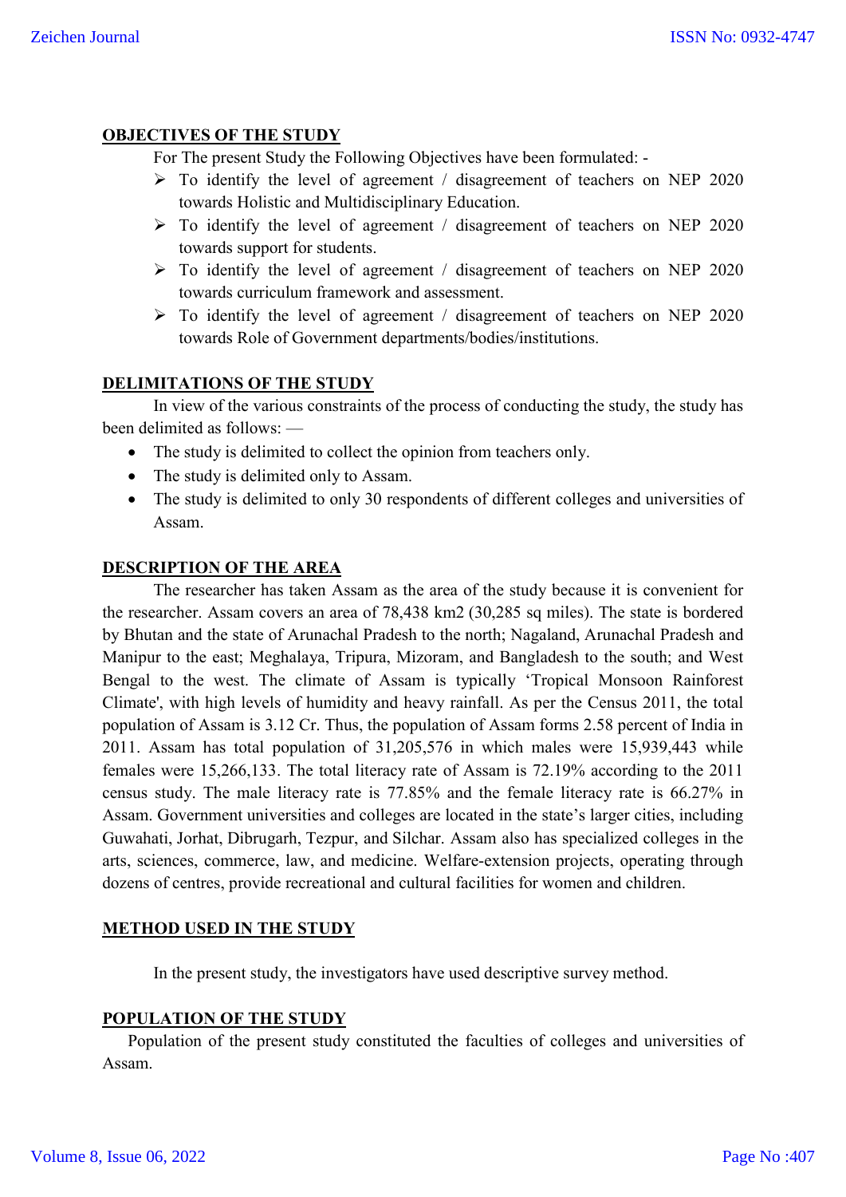## OBJECTIVES OF THE STUDY

For The present Study the Following Objectives have been formulated: -

- To identify the level of agreement / disagreement of teachers on NEP 2020 towards Holistic and Multidisciplinary Education.
- To identify the level of agreement / disagreement of teachers on NEP 2020 towards support for students.
- To identify the level of agreement / disagreement of teachers on NEP 2020 towards curriculum framework and assessment.
- To identify the level of agreement / disagreement of teachers on NEP 2020 towards Role of Government departments/bodies/institutions.

## DELIMITATIONS OF THE STUDY

In view of the various constraints of the process of conducting the study, the study has been delimited as follows: —

- The study is delimited to collect the opinion from teachers only.
- The study is delimited only to Assam.
- The study is delimited to only 30 respondents of different colleges and universities of Assam.

## DESCRIPTION OF THE AREA

The researcher has taken Assam as the area of the study because it is convenient for the researcher. Assam covers an area of 78,438 km2 (30,285 sq miles). The state is bordered by Bhutan and the state of Arunachal Pradesh to the north; Nagaland, Arunachal Pradesh and Manipur to the east; Meghalaya, Tripura, Mizoram, and Bangladesh to the south; and West Bengal to the west. The climate of Assam is typically 'Tropical Monsoon Rainforest Climate', with high levels of humidity and heavy rainfall. As per the Census 2011, the total population of Assam is 3.12 Cr. Thus, the population of Assam forms 2.58 percent of India in 2011. Assam has total population of 31,205,576 in which males were 15,939,443 while females were 15,266,133. The total literacy rate of Assam is 72.19% according to the 2011 census study. The male literacy rate is 77.85% and the female literacy rate is 66.27% in Assam. Government universities and colleges are located in the state's larger cities, including Guwahati, Jorhat, Dibrugarh, Tezpur, and Silchar. Assam also has specialized colleges in the arts, sciences, commerce, law, and medicine. Welfare-extension projects, operating through dozens of centres, provide recreational and cultural facilities for women and children.

## METHOD USED IN THE STUDY

In the present study, the investigators have used descriptive survey method.

## POPULATION OF THE STUDY

Population of the present study constituted the faculties of colleges and universities of Assam.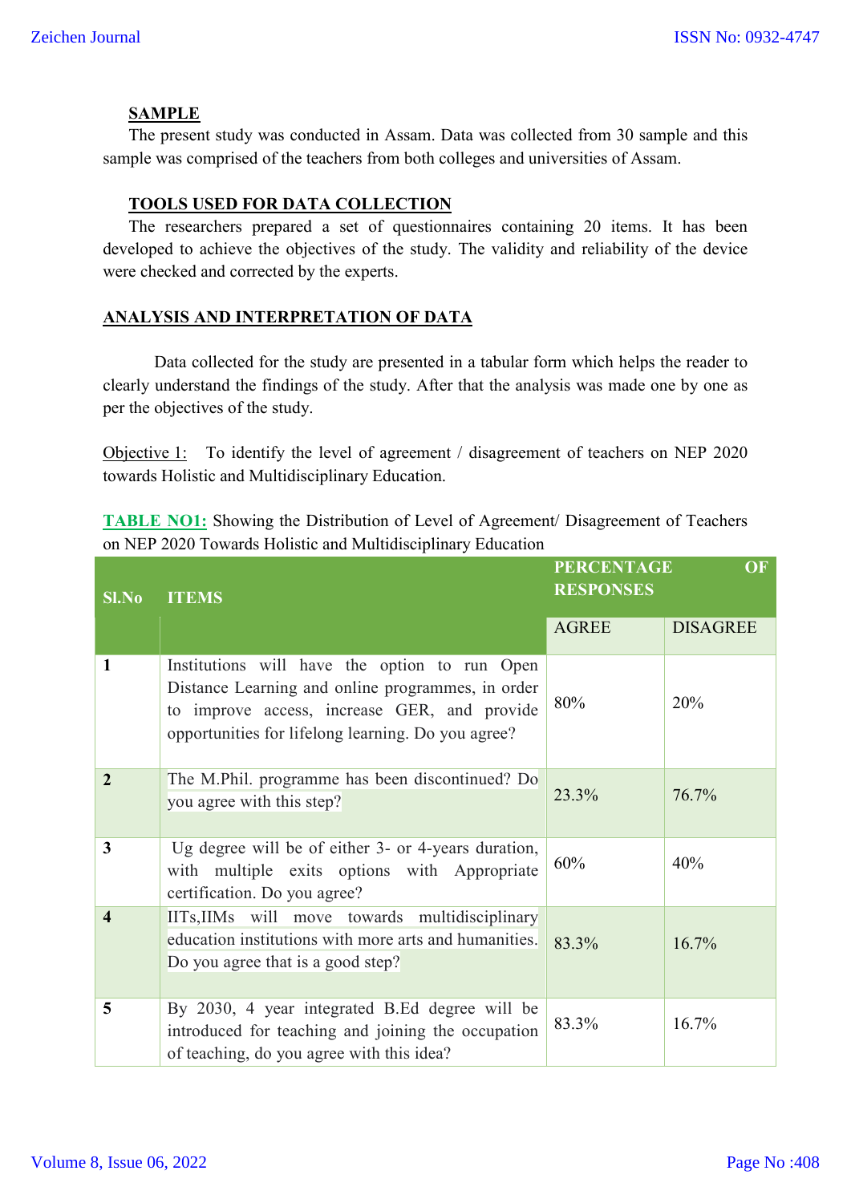**SAMPLE**

The present study was conducted in Assam. Data was collected from 30 sample and this sample was comprised of the teachers from both colleges and universities of Assam.

**TOOLS USED FOR DATA COLLECTION**

The researchers prepared a set of questionnaires containing 20 items. It has been developed to achieve the objectives of the study. The validity and reliability of the device were checked and corrected by the experts.

**ANALYSIS AND INTERPRETATION OF DATA**

Data collected for the study are presented in a tabular form which helps the reader to clearly understand the findings of the study. After that the analysis was made one by one as per the objectives of the study.

Objective 1: To identify the level of agreement / disagreement of teachers on NEP 2020 towards Holistic and Multidisciplinary Education.

**TABLE NO1:** Showing the Distribution of Level of Agreement/ Disagreement of Teachers on NEP 2020 Towards Holistic and Multidisciplinary Education

| Sl.No | ITEMS | PERCENTAGE OF RESPONSES | |
|---|---|---|---|
| | | AGREE | DISAGREE |
| 1 | Institutions will have the option to run Open Distance Learning and online programmes, in order to improve access, increase GER, and provide opportunities for lifelong learning. Do you agree? | 80% | 20% |
| 2 | The M.Phil. programme has been discontinued? Do you agree with this step? | 23.3% | 76.7% |
| 3 | Ug degree will be of either 3- or 4-years duration, with multiple exits options with Appropriate certification. Do you agree? | 60% | 40% |
| 4 | IITs,IIMs will move towards multidisciplinary education institutions with more arts and humanities. Do you agree that is a good step? | 83.3% | 16.7% |
| 5 | By 2030, 4 year integrated B.Ed degree will be introduced for teaching and joining the occupation of teaching, do you agree with this idea? | 83.3% | 16.7% |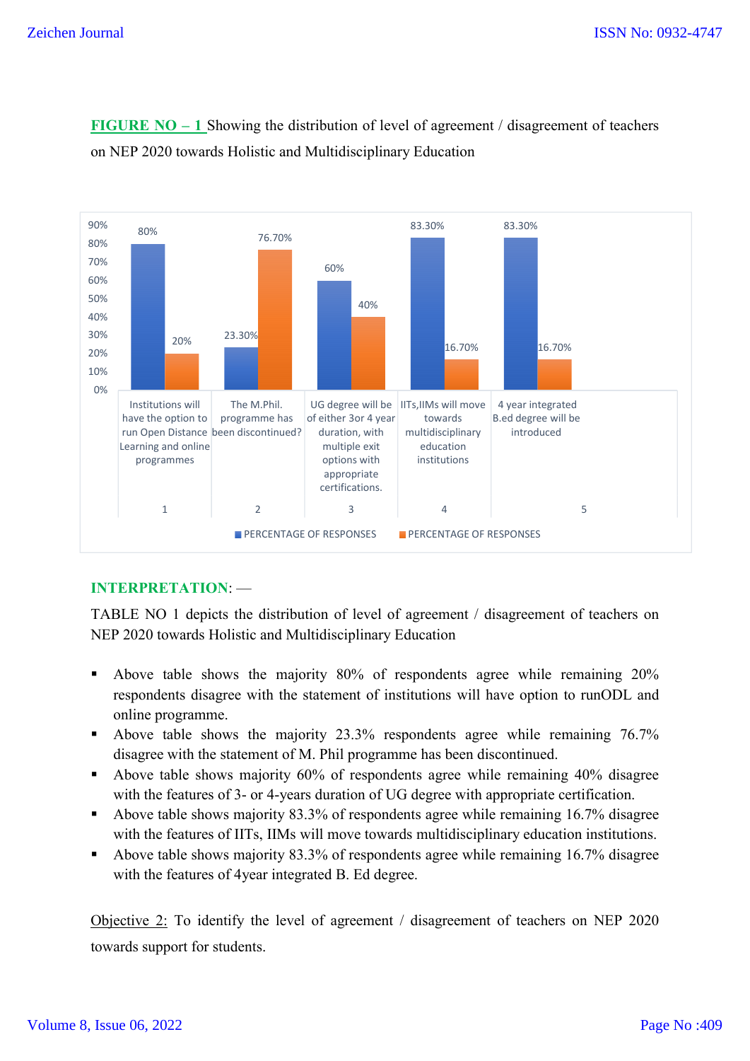**FIGURE NO – 1** Showing the distribution of level of agreement / disagreement of teachers on NEP 2020 towards Holistic and Multidisciplinary Education

| | Statement | PERCENTAGE OF RESPONSES (Agree) | PERCENTAGE OF RESPONSES (Disagree) |
|---|---|---|---|
| 1 | Institutions will have the option to run Open Distance Learning and online programmes | 80% | 20% |
| 2 | The M.Phil. programme has been discontinued? | 23.30% | 76.70% |
| 3 | UG degree will be of either 3or 4 year duration, with multiple exit options with appropriate certifications. | 60% | 40% |
| 4 | IITs,IIMs will move towards multidisciplinary education institutions | 83.30% | 16.70% |
| 5 | 4 year integrated B.ed degree will be introduced | 83.30% | 16.70% |

**INTERPRETATION**: —

TABLE NO 1 depicts the distribution of level of agreement / disagreement of teachers on NEP 2020 towards Holistic and Multidisciplinary Education

- Above table shows the majority 80% of respondents agree while remaining 20% respondents disagree with the statement of institutions will have option to runODL and online programme.
- Above table shows the majority 23.3% respondents agree while remaining 76.7% disagree with the statement of M. Phil programme has been discontinued.
- Above table shows majority 60% of respondents agree while remaining 40% disagree with the features of 3- or 4-years duration of UG degree with appropriate certification.
- Above table shows majority 83.3% of respondents agree while remaining 16.7% disagree with the features of IITs, IIMs will move towards multidisciplinary education institutions.
- Above table shows majority 83.3% of respondents agree while remaining 16.7% disagree with the features of 4year integrated B. Ed degree.

Objective 2: To identify the level of agreement / disagreement of teachers on NEP 2020 towards support for students.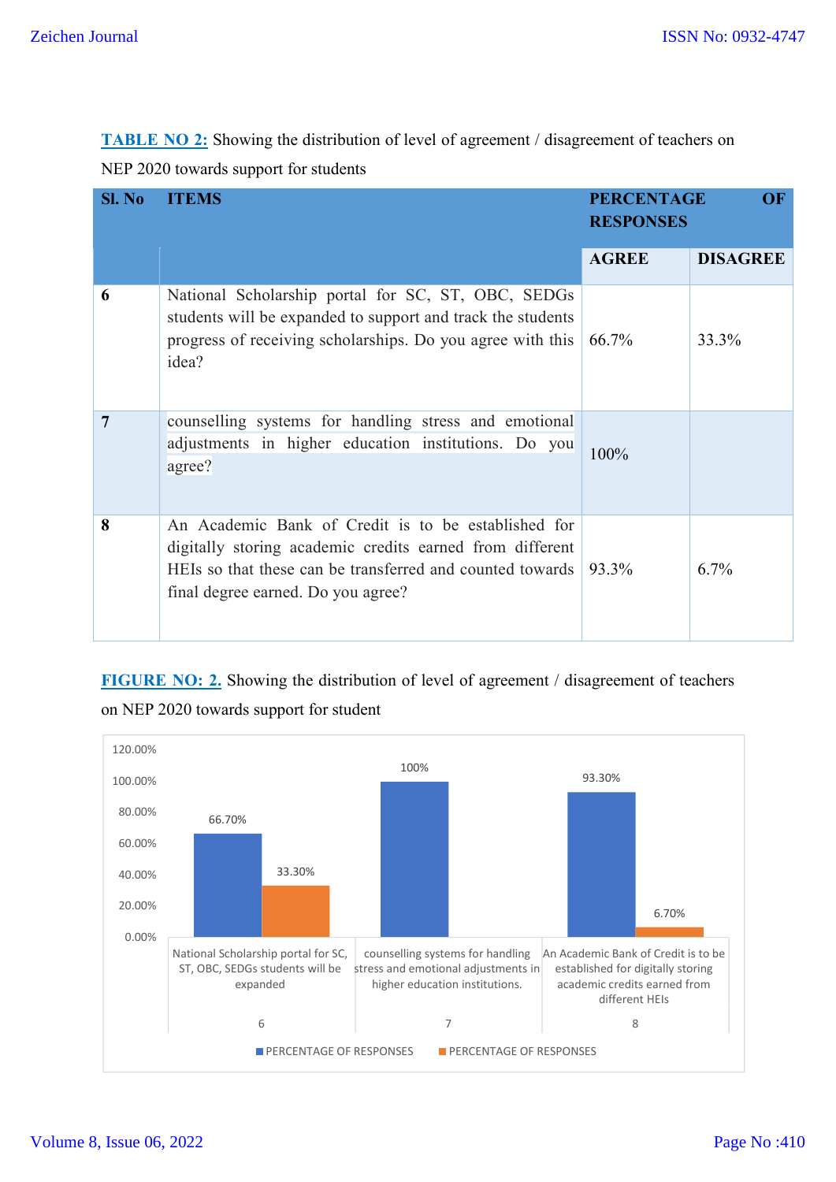**TABLE NO 2:** Showing the distribution of level of agreement / disagreement of teachers on NEP 2020 towards support for students

| Sl. No | ITEMS | PERCENTAGE OF RESPONSES | |
|---|---|---|---|
| | | AGREE | DISAGREE |
| 6 | National Scholarship portal for SC, ST, OBC, SEDGs students will be expanded to support and track the students progress of receiving scholarships. Do you agree with this idea? | 66.7% | 33.3% |
| 7 | counselling systems for handling stress and emotional adjustments in higher education institutions. Do you agree? | 100% | |
| 8 | An Academic Bank of Credit is to be established for digitally storing academic credits earned from different HEIs so that these can be transferred and counted towards final degree earned. Do you agree? | 93.3% | 6.7% |

**FIGURE NO: 2.** Showing the distribution of level of agreement / disagreement of teachers on NEP 2020 towards support for student

| Sl. No | Item | PERCENTAGE OF RESPONSES (Agree) | PERCENTAGE OF RESPONSES (Disagree) |
|---|---|---|---|
| 6 | National Scholarship portal for SC, ST, OBC, SEDGs students will be expanded | 66.70% | 33.30% |
| 7 | counselling systems for handling stress and emotional adjustments in higher education institutions. | 100% | |
| 8 | An Academic Bank of Credit is to be established for digitally storing academic credits earned from different HEIs | 93.30% | 6.70% |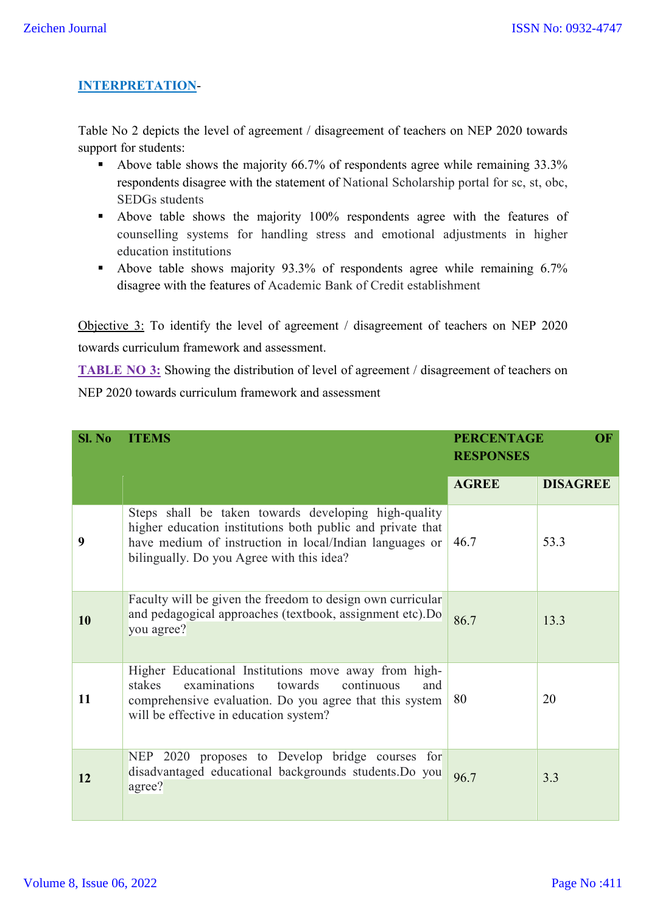**INTERPRETATION**-

Table No 2 depicts the level of agreement / disagreement of teachers on NEP 2020 towards support for students:

- Above table shows the majority 66.7% of respondents agree while remaining 33.3% respondents disagree with the statement of National Scholarship portal for sc, st, obc, SEDGs students
- Above table shows the majority 100% respondents agree with the features of counselling systems for handling stress and emotional adjustments in higher education institutions
- Above table shows majority 93.3% of respondents agree while remaining 6.7% disagree with the features of Academic Bank of Credit establishment

Objective 3: To identify the level of agreement / disagreement of teachers on NEP 2020 towards curriculum framework and assessment.

**TABLE NO 3:** Showing the distribution of level of agreement / disagreement of teachers on NEP 2020 towards curriculum framework and assessment

| Sl. No | ITEMS | PERCENTAGE OF RESPONSES | |
|---|---|---|---|
| | | AGREE | DISAGREE |
| 9 | Steps shall be taken towards developing high-quality higher education institutions both public and private that have medium of instruction in local/Indian languages or bilingually. Do you Agree with this idea? | 46.7 | 53.3 |
| 10 | Faculty will be given the freedom to design own curricular and pedagogical approaches (textbook, assignment etc).Do you agree? | 86.7 | 13.3 |
| 11 | Higher Educational Institutions move away from high-stakes examinations towards continuous and comprehensive evaluation. Do you agree that this system will be effective in education system? | 80 | 20 |
| 12 | NEP 2020 proposes to Develop bridge courses for disadvantaged educational backgrounds students.Do you agree? | 96.7 | 3.3 |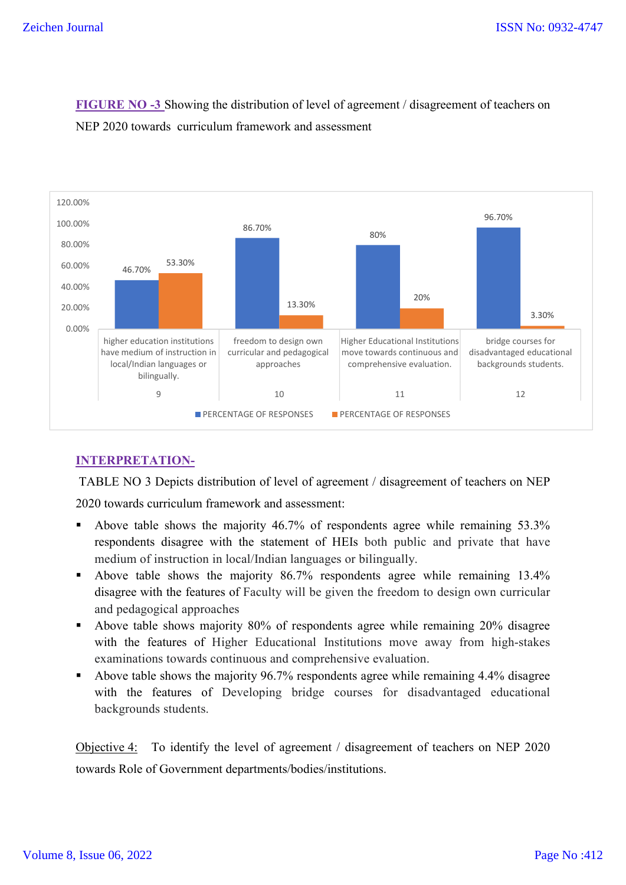**FIGURE NO -3** Showing the distribution of level of agreement / disagreement of teachers on NEP 2020 towards curriculum framework and assessment

| No. | Statement | PERCENTAGE OF RESPONSES (Agree) | PERCENTAGE OF RESPONSES (Disagree) |
|---|---|---|---|
| 9 | higher education institutions have medium of instruction in local/Indian languages or bilingually. | 46.70% | 53.30% |
| 10 | freedom to design own curricular and pedagogical approaches | 86.70% | 13.30% |
| 11 | Higher Educational Institutions move towards continuous and comprehensive evaluation. | 80% | 20% |
| 12 | bridge courses for disadvantaged educational backgrounds students. | 96.70% | 3.30% |

**INTERPRETATION-**

TABLE NO 3 Depicts distribution of level of agreement / disagreement of teachers on NEP 2020 towards curriculum framework and assessment:

- Above table shows the majority 46.7% of respondents agree while remaining 53.3% respondents disagree with the statement of HEIs both public and private that have medium of instruction in local/Indian languages or bilingually.
- Above table shows the majority 86.7% respondents agree while remaining 13.4% disagree with the features of Faculty will be given the freedom to design own curricular and pedagogical approaches
- Above table shows majority 80% of respondents agree while remaining 20% disagree with the features of Higher Educational Institutions move away from high-stakes examinations towards continuous and comprehensive evaluation.
- Above table shows the majority 96.7% respondents agree while remaining 4.4% disagree with the features of Developing bridge courses for disadvantaged educational backgrounds students.

Objective 4: To identify the level of agreement / disagreement of teachers on NEP 2020 towards Role of Government departments/bodies/institutions.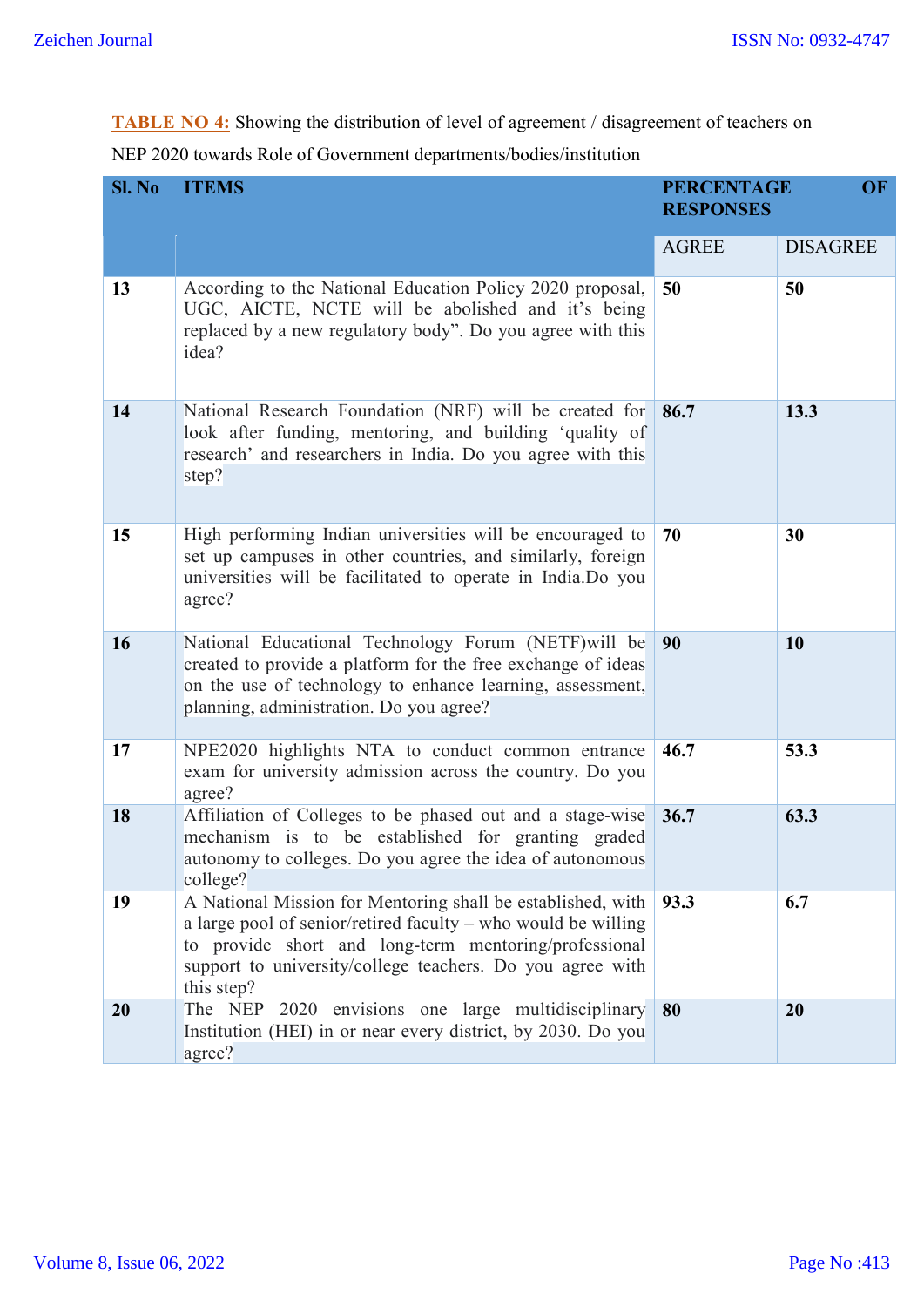**TABLE NO 4:** Showing the distribution of level of agreement / disagreement of teachers on NEP 2020 towards Role of Government departments/bodies/institution

| Sl. No | ITEMS | PERCENTAGE OF RESPONSES | |
|---|---|---|---|
| | | AGREE | DISAGREE |
| **13** | According to the National Education Policy 2020 proposal, UGC, AICTE, NCTE will be abolished and it's being replaced by a new regulatory body". Do you agree with this idea? | **50** | **50** |
| **14** | National Research Foundation (NRF) will be created for look after funding, mentoring, and building 'quality of research' and researchers in India. Do you agree with this step? | **86.7** | **13.3** |
| **15** | High performing Indian universities will be encouraged to set up campuses in other countries, and similarly, foreign universities will be facilitated to operate in India.Do you agree? | **70** | **30** |
| **16** | National Educational Technology Forum (NETF)will be created to provide a platform for the free exchange of ideas on the use of technology to enhance learning, assessment, planning, administration. Do you agree? | **90** | **10** |
| **17** | NPE2020 highlights NTA to conduct common entrance exam for university admission across the country. Do you agree? | **46.7** | **53.3** |
| **18** | Affiliation of Colleges to be phased out and a stage-wise mechanism is to be established for granting graded autonomy to colleges. Do you agree the idea of autonomous college? | **36.7** | **63.3** |
| **19** | A National Mission for Mentoring shall be established, with a large pool of senior/retired faculty – who would be willing to provide short and long-term mentoring/professional support to university/college teachers. Do you agree with this step? | **93.3** | **6.7** |
| **20** | The NEP 2020 envisions one large multidisciplinary Institution (HEI) in or near every district, by 2030. Do you agree? | **80** | **20** |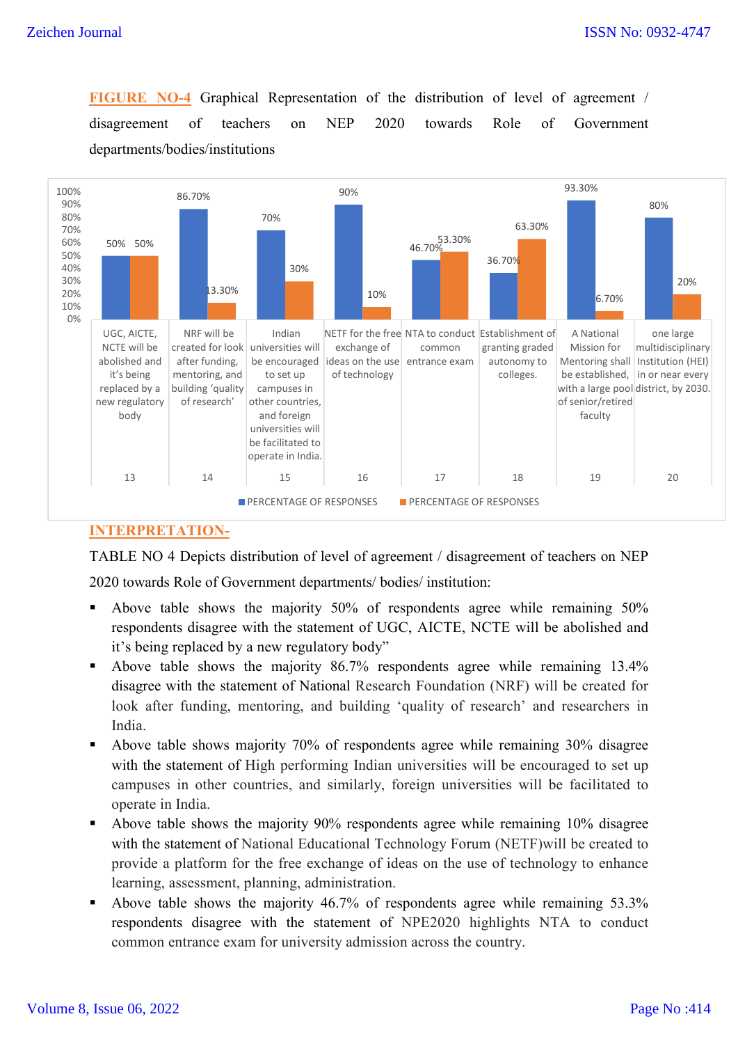**FIGURE NO-4** Graphical Representation of the distribution of level of agreement / disagreement of teachers on NEP 2020 towards Role of Government departments/bodies/institutions

| No. | Statement | PERCENTAGE OF RESPONSES (Agree) | PERCENTAGE OF RESPONSES (Disagree) |
|---|---|---|---|
| 13 | UGC, AICTE, NCTE will be abolished and it's being replaced by a new regulatory body | 50% | 50% |
| 14 | NRF will be created for look after funding, mentoring, and building 'quality of research' | 86.70% | 13.30% |
| 15 | Indian universities will be encouraged to set up campuses in other countries, and foreign universities will be facilitated to operate in India. | 70% | 30% |
| 16 | NETF for the free exchange of ideas on the use of technology | 90% | 10% |
| 17 | NTA to conduct common entrance exam | 46.70% | 53.30% |
| 18 | Establishment of granting graded autonomy to colleges. | 36.70% | 63.30% |
| 19 | A National Mission for Mentoring shall be established, with a large pool of senior/retired faculty | 93.30% | 6.70% |
| 20 | one large multidisciplinary Institution (HEI) in or near every district, by 2030. | 80% | 20% |

## INTERPRETATION-

TABLE NO 4 Depicts distribution of level of agreement / disagreement of teachers on NEP 2020 towards Role of Government departments/ bodies/ institution:

- Above table shows the majority 50% of respondents agree while remaining 50% respondents disagree with the statement of UGC, AICTE, NCTE will be abolished and it's being replaced by a new regulatory body"
- Above table shows the majority 86.7% respondents agree while remaining 13.4% disagree with the statement of National Research Foundation (NRF) will be created for look after funding, mentoring, and building 'quality of research' and researchers in India.
- Above table shows majority 70% of respondents agree while remaining 30% disagree with the statement of High performing Indian universities will be encouraged to set up campuses in other countries, and similarly, foreign universities will be facilitated to operate in India.
- Above table shows the majority 90% respondents agree while remaining 10% disagree with the statement of National Educational Technology Forum (NETF)will be created to provide a platform for the free exchange of ideas on the use of technology to enhance learning, assessment, planning, administration.
- Above table shows the majority 46.7% of respondents agree while remaining 53.3% respondents disagree with the statement of NPE2020 highlights NTA to conduct common entrance exam for university admission across the country.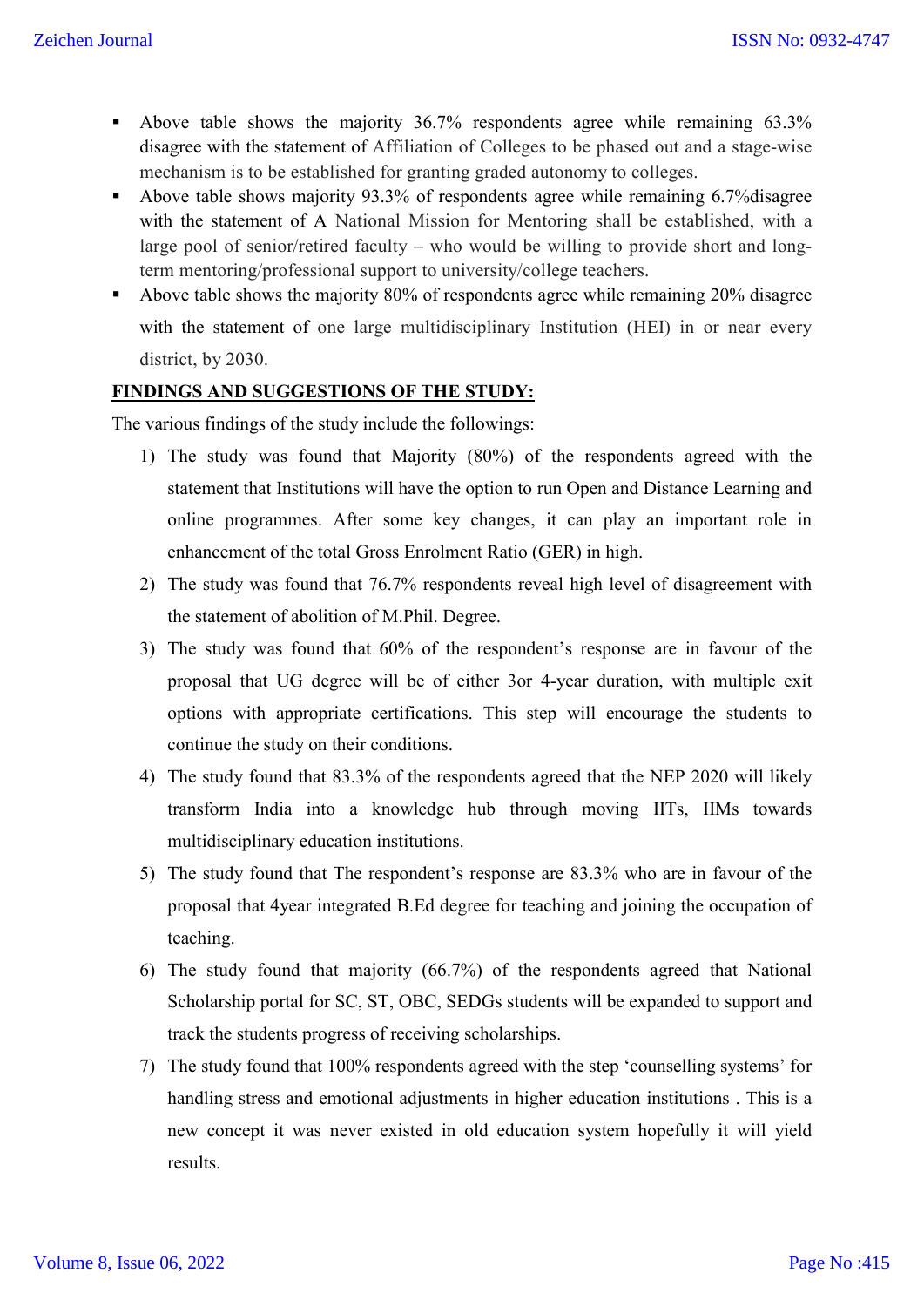- Above table shows the majority 36.7% respondents agree while remaining 63.3% disagree with the statement of Affiliation of Colleges to be phased out and a stage-wise mechanism is to be established for granting graded autonomy to colleges.
- Above table shows majority 93.3% of respondents agree while remaining 6.7%disagree with the statement of A National Mission for Mentoring shall be established, with a large pool of senior/retired faculty – who would be willing to provide short and long-term mentoring/professional support to university/college teachers.
- Above table shows the majority 80% of respondents agree while remaining 20% disagree with the statement of one large multidisciplinary Institution (HEI) in or near every district, by 2030.

**FINDINGS AND SUGGESTIONS OF THE STUDY:**

The various findings of the study include the followings:

1) The study was found that Majority (80%) of the respondents agreed with the statement that Institutions will have the option to run Open and Distance Learning and online programmes. After some key changes, it can play an important role in enhancement of the total Gross Enrolment Ratio (GER) in high.
2) The study was found that 76.7% respondents reveal high level of disagreement with the statement of abolition of M.Phil. Degree.
3) The study was found that 60% of the respondent's response are in favour of the proposal that UG degree will be of either 3or 4-year duration, with multiple exit options with appropriate certifications. This step will encourage the students to continue the study on their conditions.
4) The study found that 83.3% of the respondents agreed that the NEP 2020 will likely transform India into a knowledge hub through moving IITs, IIMs towards multidisciplinary education institutions.
5) The study found that The respondent's response are 83.3% who are in favour of the proposal that 4year integrated B.Ed degree for teaching and joining the occupation of teaching.
6) The study found that majority (66.7%) of the respondents agreed that National Scholarship portal for SC, ST, OBC, SEDGs students will be expanded to support and track the students progress of receiving scholarships.
7) The study found that 100% respondents agreed with the step 'counselling systems' for handling stress and emotional adjustments in higher education institutions . This is a new concept it was never existed in old education system hopefully it will yield results.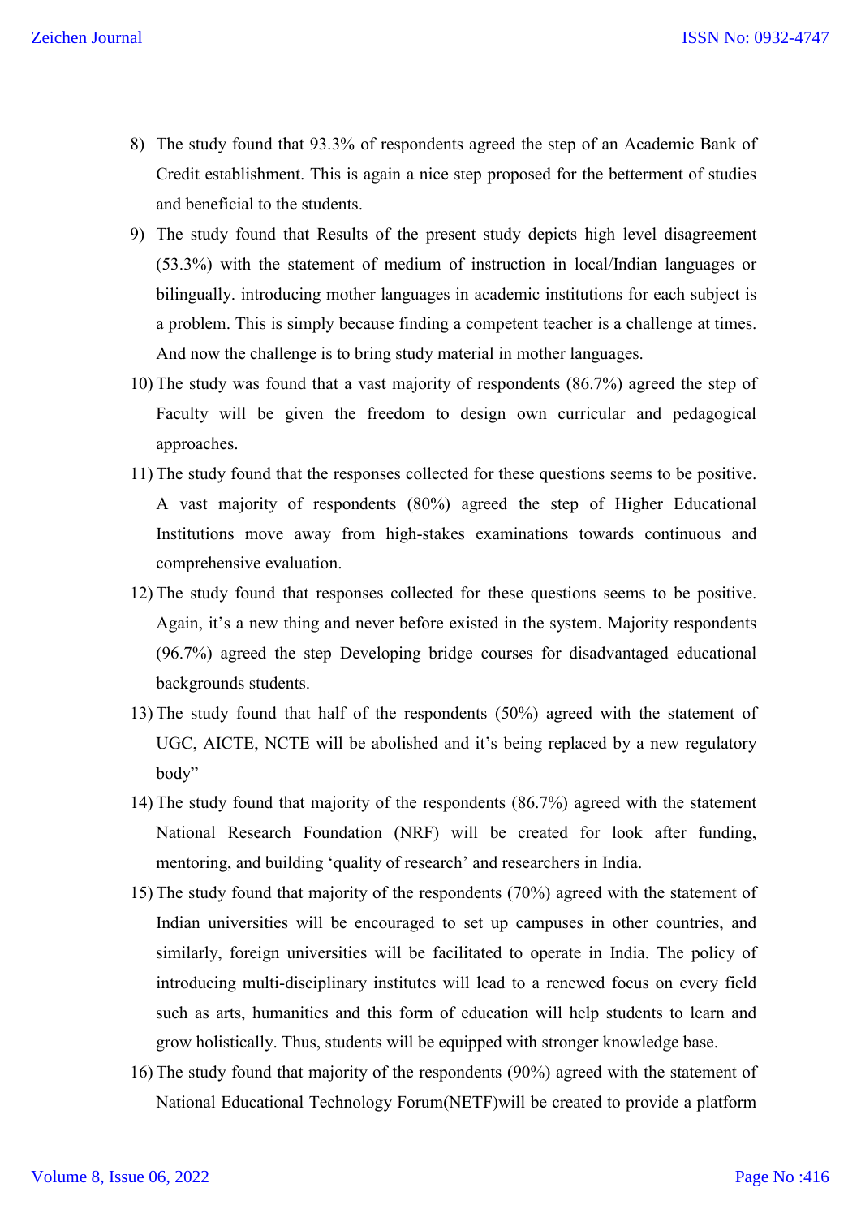8) The study found that 93.3% of respondents agreed the step of an Academic Bank of Credit establishment. This is again a nice step proposed for the betterment of studies and beneficial to the students.
9) The study found that Results of the present study depicts high level disagreement (53.3%) with the statement of medium of instruction in local/Indian languages or bilingually. introducing mother languages in academic institutions for each subject is a problem. This is simply because finding a competent teacher is a challenge at times. And now the challenge is to bring study material in mother languages.
10) The study was found that a vast majority of respondents (86.7%) agreed the step of Faculty will be given the freedom to design own curricular and pedagogical approaches.
11) The study found that the responses collected for these questions seems to be positive. A vast majority of respondents (80%) agreed the step of Higher Educational Institutions move away from high-stakes examinations towards continuous and comprehensive evaluation.
12) The study found that responses collected for these questions seems to be positive. Again, it's a new thing and never before existed in the system. Majority respondents (96.7%) agreed the step Developing bridge courses for disadvantaged educational backgrounds students.
13) The study found that half of the respondents (50%) agreed with the statement of UGC, AICTE, NCTE will be abolished and it's being replaced by a new regulatory body"
14) The study found that majority of the respondents (86.7%) agreed with the statement National Research Foundation (NRF) will be created for look after funding, mentoring, and building 'quality of research' and researchers in India.
15) The study found that majority of the respondents (70%) agreed with the statement of Indian universities will be encouraged to set up campuses in other countries, and similarly, foreign universities will be facilitated to operate in India. The policy of introducing multi-disciplinary institutes will lead to a renewed focus on every field such as arts, humanities and this form of education will help students to learn and grow holistically. Thus, students will be equipped with stronger knowledge base.
16) The study found that majority of the respondents (90%) agreed with the statement of National Educational Technology Forum(NETF)will be created to provide a platform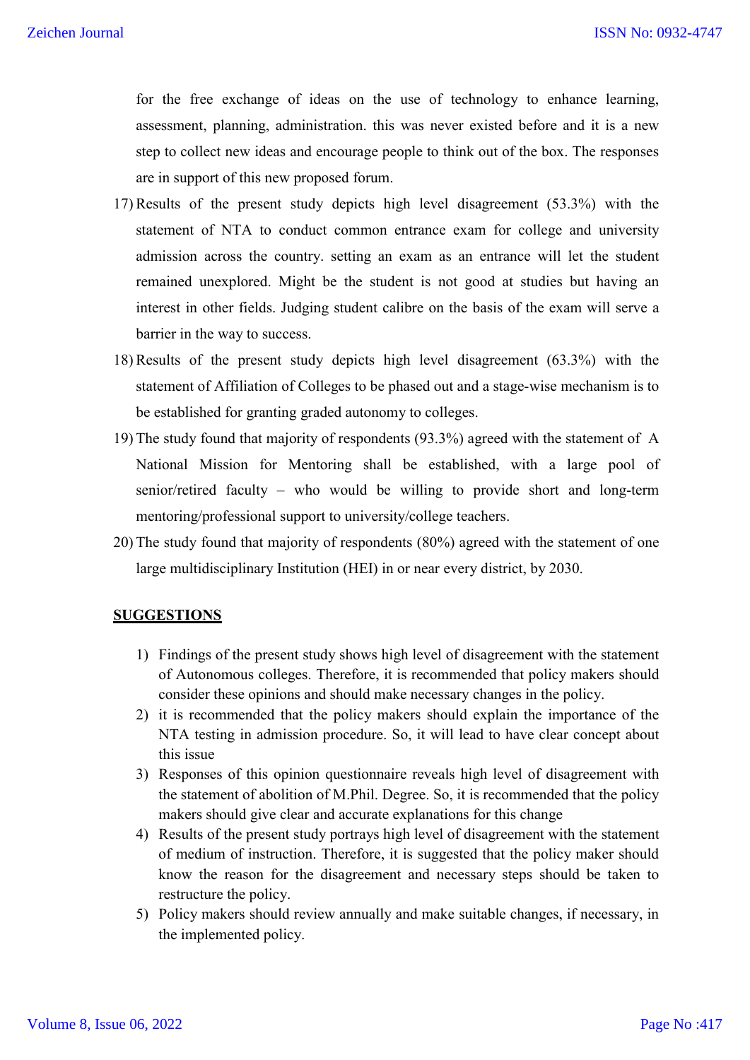for the free exchange of ideas on the use of technology to enhance learning, assessment, planning, administration. this was never existed before and it is a new step to collect new ideas and encourage people to think out of the box. The responses are in support of this new proposed forum.

17) Results of the present study depicts high level disagreement (53.3%) with the statement of NTA to conduct common entrance exam for college and university admission across the country. setting an exam as an entrance will let the student remained unexplored. Might be the student is not good at studies but having an interest in other fields. Judging student calibre on the basis of the exam will serve a barrier in the way to success.
18) Results of the present study depicts high level disagreement (63.3%) with the statement of Affiliation of Colleges to be phased out and a stage-wise mechanism is to be established for granting graded autonomy to colleges.
19) The study found that majority of respondents (93.3%) agreed with the statement of A National Mission for Mentoring shall be established, with a large pool of senior/retired faculty – who would be willing to provide short and long-term mentoring/professional support to university/college teachers.
20) The study found that majority of respondents (80%) agreed with the statement of one large multidisciplinary Institution (HEI) in or near every district, by 2030.

## SUGGESTIONS

1) Findings of the present study shows high level of disagreement with the statement of Autonomous colleges. Therefore, it is recommended that policy makers should consider these opinions and should make necessary changes in the policy.
2) it is recommended that the policy makers should explain the importance of the NTA testing in admission procedure. So, it will lead to have clear concept about this issue
3) Responses of this opinion questionnaire reveals high level of disagreement with the statement of abolition of M.Phil. Degree. So, it is recommended that the policy makers should give clear and accurate explanations for this change
4) Results of the present study portrays high level of disagreement with the statement of medium of instruction. Therefore, it is suggested that the policy maker should know the reason for the disagreement and necessary steps should be taken to restructure the policy.
5) Policy makers should review annually and make suitable changes, if necessary, in the implemented policy.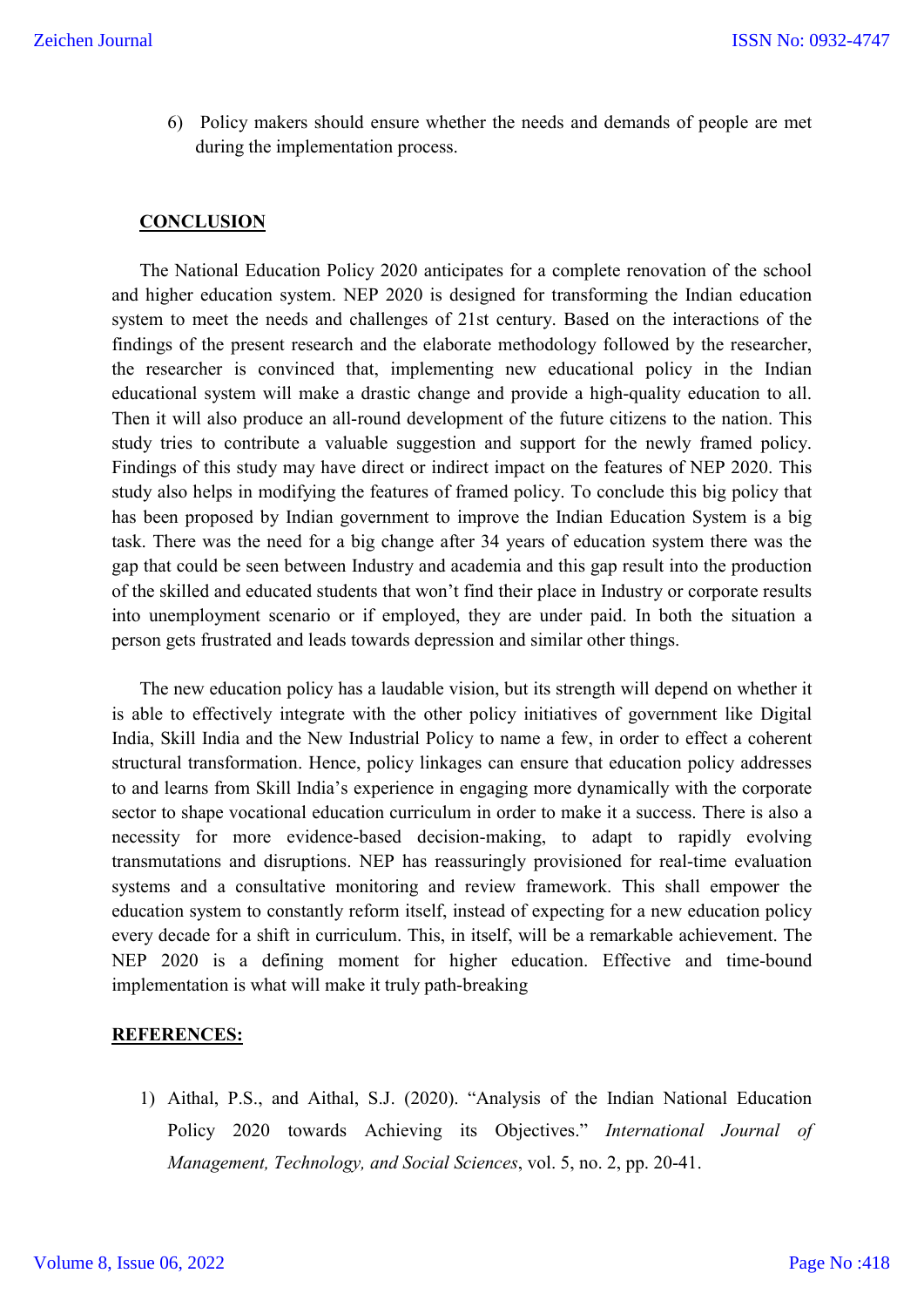6) Policy makers should ensure whether the needs and demands of people are met during the implementation process.

## CONCLUSION

The National Education Policy 2020 anticipates for a complete renovation of the school and higher education system. NEP 2020 is designed for transforming the Indian education system to meet the needs and challenges of 21st century. Based on the interactions of the findings of the present research and the elaborate methodology followed by the researcher, the researcher is convinced that, implementing new educational policy in the Indian educational system will make a drastic change and provide a high-quality education to all. Then it will also produce an all-round development of the future citizens to the nation. This study tries to contribute a valuable suggestion and support for the newly framed policy. Findings of this study may have direct or indirect impact on the features of NEP 2020. This study also helps in modifying the features of framed policy. To conclude this big policy that has been proposed by Indian government to improve the Indian Education System is a big task. There was the need for a big change after 34 years of education system there was the gap that could be seen between Industry and academia and this gap result into the production of the skilled and educated students that won't find their place in Industry or corporate results into unemployment scenario or if employed, they are under paid. In both the situation a person gets frustrated and leads towards depression and similar other things.

The new education policy has a laudable vision, but its strength will depend on whether it is able to effectively integrate with the other policy initiatives of government like Digital India, Skill India and the New Industrial Policy to name a few, in order to effect a coherent structural transformation. Hence, policy linkages can ensure that education policy addresses to and learns from Skill India's experience in engaging more dynamically with the corporate sector to shape vocational education curriculum in order to make it a success. There is also a necessity for more evidence-based decision-making, to adapt to rapidly evolving transmutations and disruptions. NEP has reassuringly provisioned for real-time evaluation systems and a consultative monitoring and review framework. This shall empower the education system to constantly reform itself, instead of expecting for a new education policy every decade for a shift in curriculum. This, in itself, will be a remarkable achievement. The NEP 2020 is a defining moment for higher education. Effective and time-bound implementation is what will make it truly path-breaking

## REFERENCES:

1) Aithal, P.S., and Aithal, S.J. (2020). "Analysis of the Indian National Education Policy 2020 towards Achieving its Objectives." *International Journal of Management, Technology, and Social Sciences*, vol. 5, no. 2, pp. 20-41.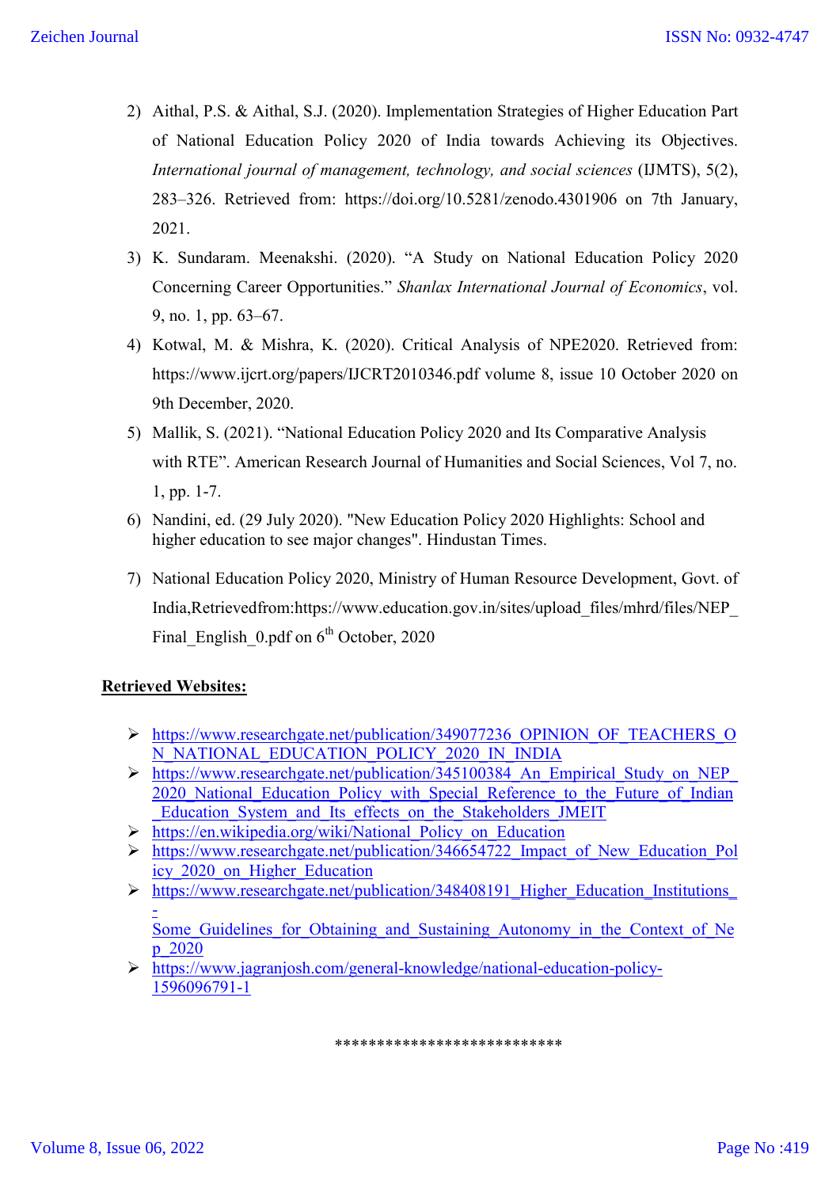2) Aithal, P.S. & Aithal, S.J. (2020). Implementation Strategies of Higher Education Part of National Education Policy 2020 of India towards Achieving its Objectives. *International journal of management, technology, and social sciences* (IJMTS), 5(2), 283–326. Retrieved from: https://doi.org/10.5281/zenodo.4301906 on 7th January, 2021.
3) K. Sundaram. Meenakshi. (2020). "A Study on National Education Policy 2020 Concerning Career Opportunities." *Shanlax International Journal of Economics*, vol. 9, no. 1, pp. 63–67.
4) Kotwal, M. & Mishra, K. (2020). Critical Analysis of NPE2020. Retrieved from: https://www.ijcrt.org/papers/IJCRT2010346.pdf volume 8, issue 10 October 2020 on 9th December, 2020.
5) Mallik, S. (2021). "National Education Policy 2020 and Its Comparative Analysis with RTE". American Research Journal of Humanities and Social Sciences, Vol 7, no. 1, pp. 1-7.
6) Nandini, ed. (29 July 2020). "New Education Policy 2020 Highlights: School and higher education to see major changes". Hindustan Times.
7) National Education Policy 2020, Ministry of Human Resource Development, Govt. of India,Retrievedfrom:https://www.education.gov.in/sites/upload_files/mhrd/files/NEP_Final_English_0.pdf on 6th October, 2020

**Retrieved Websites:**

- https://www.researchgate.net/publication/349077236_OPINION_OF_TEACHERS_ON_NATIONAL_EDUCATION_POLICY_2020_IN_INDIA
- https://www.researchgate.net/publication/345100384_An_Empirical_Study_on_NEP_2020_National_Education_Policy_with_Special_Reference_to_the_Future_of_Indian_Education_System_and_Its_effects_on_the_Stakeholders_JMEIT
- https://en.wikipedia.org/wiki/National_Policy_on_Education
- https://www.researchgate.net/publication/346654722_Impact_of_New_Education_Policy_2020_on_Higher_Education
- https://www.researchgate.net/publication/348408191_Higher_Education_Institutions_-_Some_Guidelines_for_Obtaining_and_Sustaining_Autonomy_in_the_Context_of_Nep_2020
- https://www.jagranjosh.com/general-knowledge/national-education-policy-1596096791-1

**************************